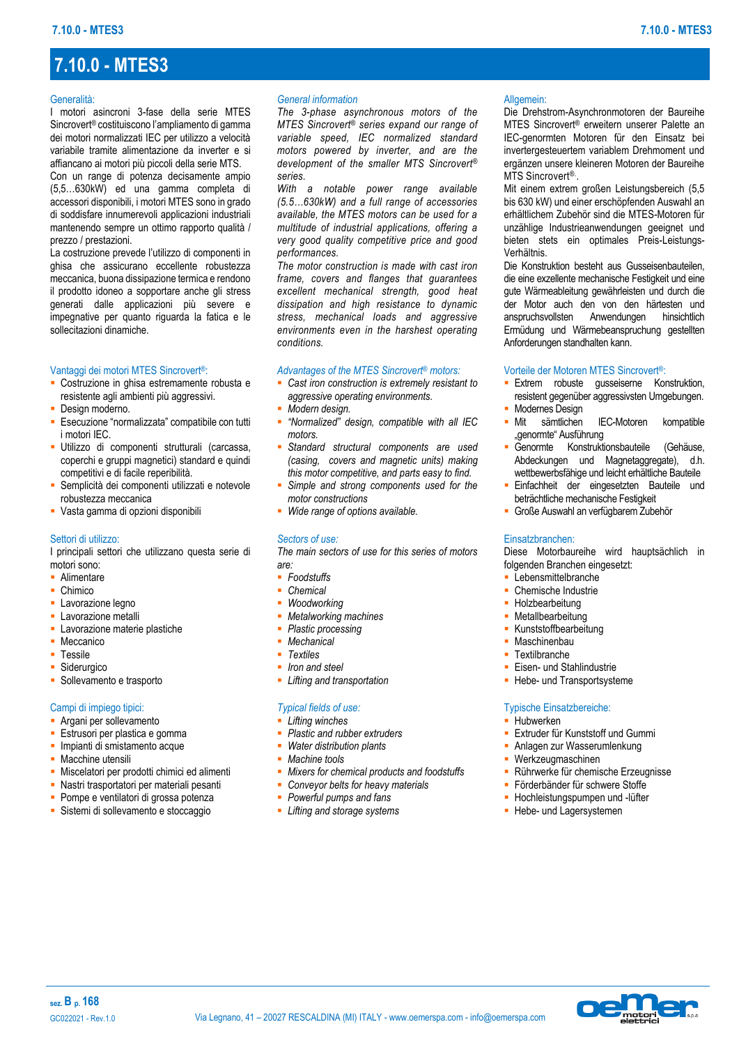# 7.10.0 - MTES3

## Generalità:

I motori asincroni 3-fase della serie MTES Sincrovert® costituiscono l'ampliamento di gamma dei motori normalizzati IEC per utilizzo a velocità variabile tramite alimentazione da inverter e si affiancano ai motori più piccoli della serie MTS.

Con un range di potenza decisamente ampio (5,5…630kW) ed una gamma completa di accessori disponibili, i motori MTES sono in grado di soddisfare innumerevoli applicazioni industriali mantenendo sempre un ottimo rapporto qualità / prezzo / prestazioni.

La costruzione prevede l'utilizzo di componenti in ghisa che assicurano eccellente robustezza meccanica, buona dissipazione termica e rendono il prodotto idoneo a sopportare anche gli stress generati dalle applicazioni più severe e impegnative per quanto riguarda la fatica e le sollecitazioni dinamiche.

## Vantaggi dei motori MTES Sincrovert®:

- Costruzione in ghisa estremamente robusta e resistente agli ambienti più aggressivi.
- Design moderno.
- Esecuzione "normalizzata" compatibile con tutti i motori IEC.
- Utilizzo di componenti strutturali (carcassa, coperchi e gruppi magnetici) standard e quindi competitivi e di facile reperibilità.
- Semplicità dei componenti utilizzati e notevole robustezza meccanica
- Vasta gamma di opzioni disponibili

## Settori di utilizzo:

I principali settori che utilizzano questa serie di motori sono:

- Alimentare
- Chimico
- Lavorazione legno
- Lavorazione metalli
- Lavorazione materie plastiche
- Meccanico
- Tessile
- Siderurgico
- Sollevamento e trasporto

## Campi di impiego tipici:

- Argani per sollevamento
- Estrusori per plastica e gomma
- Impianti di smistamento acque
- Macchine utensili
- Miscelatori per prodotti chimici ed alimenti
- Nastri trasportatori per materiali pesanti
- Pompe e ventilatori di grossa potenza
- Sistemi di sollevamento e stoccaggio

## *General information*

*The 3-phase asynchronous motors of the MTES Sincrovert® series expand our range of variable speed, IEC normalized standard motors powered by inverter, and are the development of the smaller MTS Sincrovert® series.*

*With a notable power range available (5.5…630kW) and a full range of accessories available, the MTES motors can be used for a multitude of industrial applications, offering a very good quality competitive price and good performances.*

*The motor construction is made with cast iron frame, covers and flanges that guarantees excellent mechanical strength, good heat dissipation and high resistance to dynamic stress, mechanical loads and aggressive environments even in the harshest operating conditions.*

## *Advantages of the MTES Sincrovert® motors:*

- *Cast iron construction is extremely resistant to aggressive operating environments.*
- *Modern design.*
- *"Normalized" design, compatible with all IEC motors.*
- *Standard structural components are used (casing, covers and magnetic units) making this motor competitive, and parts easy to find.*
- *Simple and strong components used for the motor constructions*
- *Wide range of options available.*

## *Sectors of use:*

*The main sectors of use for this series of motors are:*

- *Foodstuffs*
- *Chemical*
- *Woodworking*
- *Metalworking machines*
- *Plastic processing*
- *Mechanical*
- *Textiles*
- *Iron and steel*
- *Lifting and transportation*

## *Typical fields of use:*

- *Lifting winches*
- *Plastic and rubber extruders*
- *Water distribution plants*
- *Machine tools*
- *Mixers for chemical products and foodstuffs*
- *Conveyor belts for heavy materials*
- *Powerful pumps and fans*
- *Lifting and storage systems*

## Allgemein:

Die Drehstrom-Asynchronmotoren der Baureihe MTES Sincrovert® erweitern unserer Palette an IEC-genormten Motoren für den Einsatz bei invertergesteuertem variablem Drehmoment und ergänzen unsere kleineren Motoren der Baureihe MTS Sincrovert®.

Mit einem extrem großen Leistungsbereich (5,5 bis 630 kW) und einer erschöpfenden Auswahl an erhältlichem Zubehör sind die MTES-Motoren für unzählige Industrieanwendungen geeignet und bieten stets ein optimales Preis-Leistungs-Verhältnis.

Die Konstruktion besteht aus Gusseisenbauteilen, die eine exzellente mechanische Festigkeit und eine gute Wärmeableitung gewährleisten und durch die der Motor auch den von den härtesten und anspruchsvollsten Anwendungen hinsichtlich Ermüdung und Wärmebeanspruchung gestellten Anforderungen standhalten kann.

## Vorteile der Motoren MTES Sincrovert®:

- Extrem robuste gusseiserne Konstruktion, resistent gegenüber aggressivsten Umgebungen.
- Modernes Design
- Mit sämtlichen IEC-Motoren kompatible „genormte" Ausführung
- Genormte Konstruktionsbauteile (Gehäuse, Abdeckungen und Magnetaggregate), d.h. wettbewerbsfähige und leicht erhältliche Bauteile
- Einfachheit der eingesetzten Bauteile und beträchtliche mechanische Festigkeit
- Große Auswahl an verfügbarem Zubehör

## Einsatzbranchen:

Diese Motorbaureihe wird hauptsächlich in folgenden Branchen eingesetzt:

- Lebensmittelbranche
- Chemische Industrie
- Holzbearbeitung
- Metallbearbeitung
- Kunststoffbearbeitung
- Maschinenbau
- Textilbranche
- Eisen- und Stahlindustrie
- Hebe- und Transportsysteme

## Typische Einsatzbereiche:

- Hubwerken
- Extruder für Kunststoff und Gummi
- Anlagen zur Wasserumlenkung
- Werkzeugmaschinen
- Rührwerke für chemische Erzeugnisse
- Förderbänder für schwere Stoffe
- Hochleistungspumpen und -lüfter
- Hebe- und Lagersystemen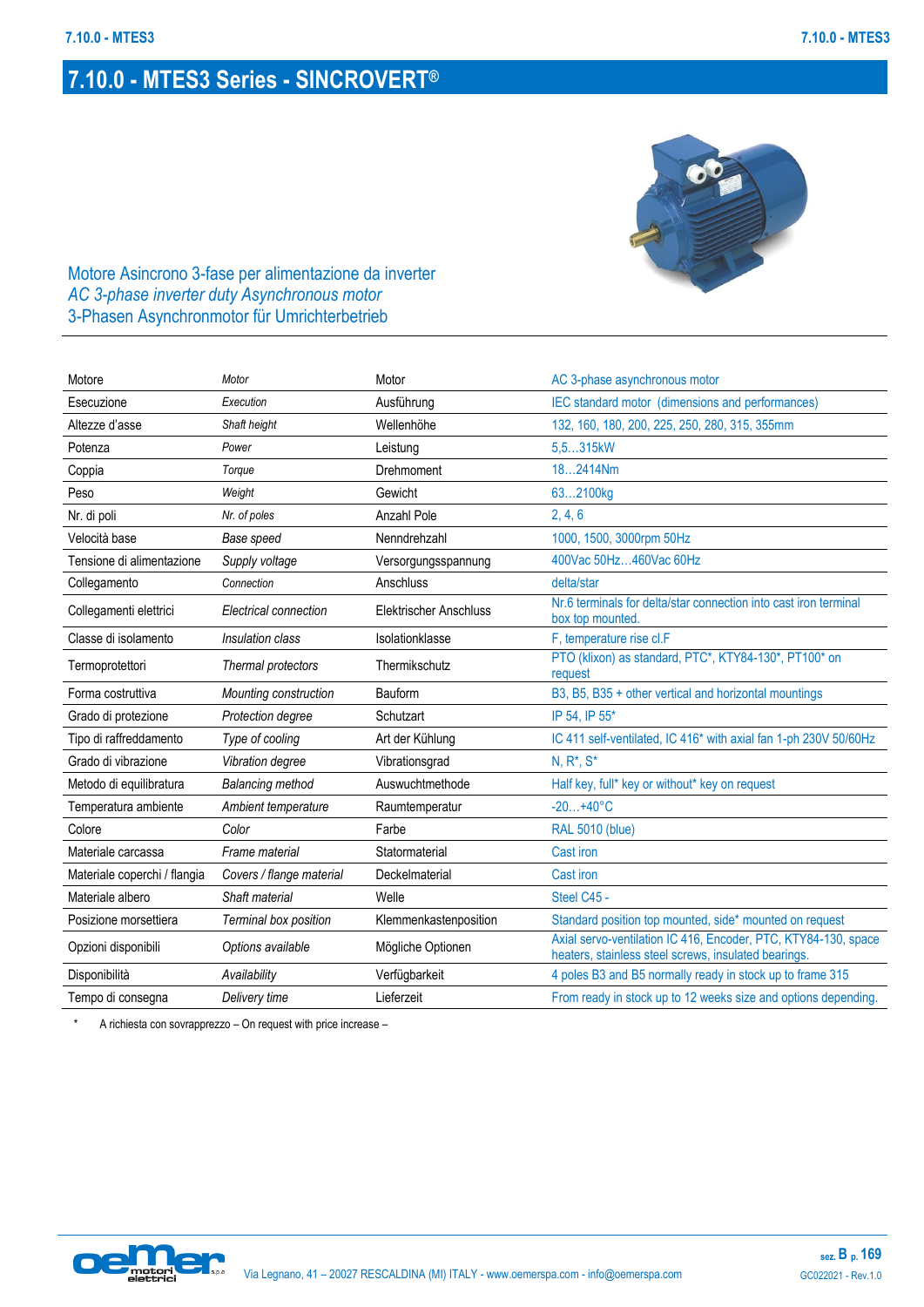# 7.10.0 - MTES3 Series - SINCROVERT®

Motore Asincrono 3-fase per alimentazione da inverter
*AC 3-phase inverter duty Asynchronous motor*
3-Phasen Asynchronmotor für Umrichterbetrieb

| Motore | *Motor* | Motor | AC 3-phase asynchronous motor |
|---|---|---|---|
| Esecuzione | *Execution* | Ausführung | IEC standard motor (dimensions and performances) |
| Altezze d'asse | *Shaft height* | Wellenhöhe | 132, 160, 180, 200, 225, 250, 280, 315, 355mm |
| Potenza | *Power* | Leistung | 5,5…315kW |
| Coppia | *Torque* | Drehmoment | 18…2414Nm |
| Peso | *Weight* | Gewicht | 63…2100kg |
| Nr. di poli | *Nr. of poles* | Anzahl Pole | 2, 4, 6 |
| Velocità base | *Base speed* | Nenndrehzahl | 1000, 1500, 3000rpm 50Hz |
| Tensione di alimentazione | *Supply voltage* | Versorgungsspannung | 400Vac 50Hz…460Vac 60Hz |
| Collegamento | *Connection* | Anschluss | delta/star |
| Collegamenti elettrici | *Electrical connection* | Elektrischer Anschluss | Nr.6 terminals for delta/star connection into cast iron terminal box top mounted. |
| Classe di isolamento | *Insulation class* | Isolationklasse | F, temperature rise cl.F |
| Termoprotettori | *Thermal protectors* | Thermikschutz | PTO (klixon) as standard, PTC*, KTY84-130*, PT100* on request |
| Forma costruttiva | *Mounting construction* | Bauform | B3, B5, B35 + other vertical and horizontal mountings |
| Grado di protezione | *Protection degree* | Schutzart | IP 54, IP 55* |
| Tipo di raffreddamento | *Type of cooling* | Art der Kühlung | IC 411 self-ventilated, IC 416* with axial fan 1-ph 230V 50/60Hz |
| Grado di vibrazione | *Vibration degree* | Vibrationsgrad | N, R*, S* |
| Metodo di equilibratura | *Balancing method* | Auswuchtmethode | Half key, full* key or without* key on request |
| Temperatura ambiente | *Ambient temperature* | Raumtemperatur | -20…+40°C |
| Colore | *Color* | Farbe | RAL 5010 (blue) |
| Materiale carcassa | *Frame material* | Statormaterial | Cast iron |
| Materiale coperchi / flangia | *Covers / flange material* | Deckelmaterial | Cast iron |
| Materiale albero | *Shaft material* | Welle | Steel C45 - |
| Posizione morsettiera | *Terminal box position* | Klemmenkastenposition | Standard position top mounted, side* mounted on request |
| Opzioni disponibili | *Options available* | Mögliche Optionen | Axial servo-ventilation IC 416, Encoder, PTC, KTY84-130, space heaters, stainless steel screws, insulated bearings. |
| Disponibilità | *Availability* | Verfügbarkeit | 4 poles B3 and B5 normally ready in stock up to frame 315 |
| Tempo di consegna | *Delivery time* | Lieferzeit | From ready in stock up to 12 weeks size and options depending. |

\* A richiesta con sovrapprezzo – On request with price increase –

Via Legnano, 41 – 20027 RESCALDINA (MI) ITALY - www.oemerspa.com - info@oemerspa.com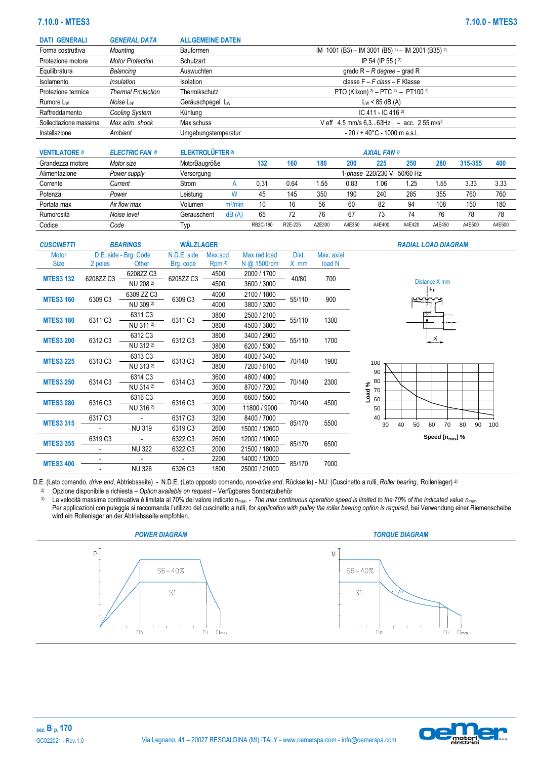# 7.10.0 - MTES3

| DATI GENERALI | GENERAL DATA | ALLGEMEINE DATEN | |
|---|---|---|---|
| Forma costruttiva | *Mounting* | Bauformen | IM 1001 (B3) – IM 3001 (B5) 2) – IM 2001 (B35) 2) |
| Protezione motore | *Motor Protection* | Schutzart | IP 54 (IP 55 ) 2) |
| Equilibratura | *Balancing* | Auswuchten | grado R – *R degree* – grad R |
| Isolamento | *Insulation* | Isolation | classe F – *F class* – F Klasse |
| Protezione termica | *Thermal Protection* | Thermikschutz | PTO (Klixon) 2) – PTC 2) – PT100 2) |
| Rumore $L_W$ | *Noise $L_W$* | Geräuschpegel $L_W$ | $L_W$ < 85 dB (A) |
| Raffreddamento | *Cooling System* | Kühlung | IC 411 - IC 416 2) |
| Sollecitazione massima | *Max adm. shock* | Max schuss | V eff 4.5 mm/s 6,3...63Hz – acc. 2.55 m/s² |
| Installazione | *Ambient* | Umgebungstemperatur | - 20 / + 40°C - 1000 m a.s.l. |

| VENTILATORE 2) | ELECTRIC FAN 2) | ELEKTROLÜFTER 2) | | AXIAL FAN 2) | | | | | | | | |
|---|---|---|---|---|---|---|---|---|---|---|---|---|
| Grandezza motore | *Motor size* | MotorBaugröße | | 132 | 160 | 180 | 200 | 225 | 250 | 280 | 315-355 | 400 |
| Alimentazione | *Power supply* | Versorgung | | *1-phase* 220/230 V 50/60 Hz | | | | | | | | |
| Corrente | *Current* | Strom | A | 0.31 | 0.64 | 1.55 | 0.83 | 1.06 | 1.25 | 1.55 | 3.33 | 3.33 |
| Potenza | *Power* | Leistung | W | 45 | 145 | 350 | 190 | 240 | 285 | 355 | 760 | 760 |
| Portata max | *Air flow max* | Volumen | m³/min | 10 | 16 | 56 | 60 | 82 | 94 | 108 | 150 | 180 |
| Rumorosità | *Noise level* | Geräuschent | dB (A) | 65 | 72 | 76 | 67 | 73 | 74 | 76 | 78 | 78 |
| Codice | *Code* | Typ | | RB2C-190 | R2E-225 | A2E300 | A4E350 | A4E400 | A4E420 | A4E450 | A4E500 | A4E500 |

**CUSCINETTI** – **BEARINGS** – **WÄLZLAGER**

| Motor Size | D.E. side - Brg. Code 2 poles | D.E. side - Brg. Code Other | N.D.E. side Brg. code | Max.spd. Rpm 3) | Max.rad.load N @ 1500rpm | Dist. X mm | Max. axial load N |
|---|---|---|---|---|---|---|---|
| **MTES3 132** | 6208ZZ C3 | 6208ZZ C3 | 6208ZZ C3 | 4500 | 2000 / 1700 | 40/80 | 700 |
| | | NU 208 2) | | 4500 | 3600 / 3000 | | |
| **MTES3 160** | 6309 C3 | 6309 ZZ C3 | 6309 C3 | 4000 | 2100 / 1800 | 55/110 | 900 |
| | | NU 309 2) | | 4000 | 3800 / 3200 | | |
| **MTES3 180** | 6311 C3 | 6311 C3 | 6311 C3 | 3800 | 2500 / 2100 | 55/110 | 1300 |
| | | NU 311 2) | | 3800 | 4500 / 3800 | | |
| **MTES3 200** | 6312 C3 | 6312 C3 | 6312 C3 | 3800 | 3400 / 2900 | 55/110 | 1700 |
| | | NU 312 2) | | 3800 | 6200 / 5300 | | |
| **MTES3 225** | 6313 C3 | 6313 C3 | 6313 C3 | 3800 | 4000 / 3400 | 70/140 | 1900 |
| | | NU 313 2) | | 3800 | 7200 / 6100 | | |
| **MTES3 250** | 6314 C3 | 6314 C3 | 6314 C3 | 3600 | 4800 / 4000 | 70/140 | 2300 |
| | | NU 314 2) | | 3600 | 8700 / 7200 | | |
| **MTES3 280** | 6316 C3 | 6316 C3 | 6316 C3 | 3600 | 6600 / 5500 | 70/140 | 4500 |
| | | NU 316 2) | | 3000 | 11800 / 9900 | | |
| **MTES3 315** | 6317 C3 | - | 6317 C3 | 3200 | 8400 / 7000 | 85/170 | 5500 |
| | - | NU 319 | 6319 C3 | 2600 | 15000 / 12600 | | |
| **MTES3 355** | 6319 C3 | - | 6322 C3 | 2600 | 12000 / 10000 | 85/170 | 6500 |
| | - | NU 322 | 6322 C3 | 2000 | 21500 / 18000 | | |
| **MTES3 400** | - | - | - | 2200 | 14000 / 12000 | 85/170 | 7000 |
| | - | NU 326 | 6326 C3 | 1800 | 25000 / 21000 | | |

**RADIAL LOAD DIAGRAM**

Distance X mm; $F_r$; X

Load % (40–100) vs Speed [$n_{max}$] % (30–100)

D.E. (Lato comando, *drive end*, Abtriebsseite) - N.D.E. (Lato opposto comando, *non-drive end*, Rückseite) - NU: (Cuscinetto a rulli, *Roller bearing,* Rollenlager) 2)

2) Opzione disponibile a richiesta – *Option available on request* – Verfügbares Sonderzubehör

3) La velocità massima continuativa è limitata al 70% del valore indicato $n_{max}$. - *The max continuous operation speed is limited to the 70% of the indicated value $n_{max}$.* Per applicazioni con puleggia si raccomanda l'utilizzo del cuscinetto a rulli, *for application with pulley the roller bearing option is required,* bei Verwendung einer Riemenscheibe wird ein Rollenlager an der Abtriebsseite empfohlen.

**POWER DIAGRAM**

P; S6–40%; S1; $n_n$; $n_1$; $n_{max}$

**TORQUE DIAGRAM**

M; S6–40%; S1; ≈1/n; $n_n$; $n_1$; $n_{max}$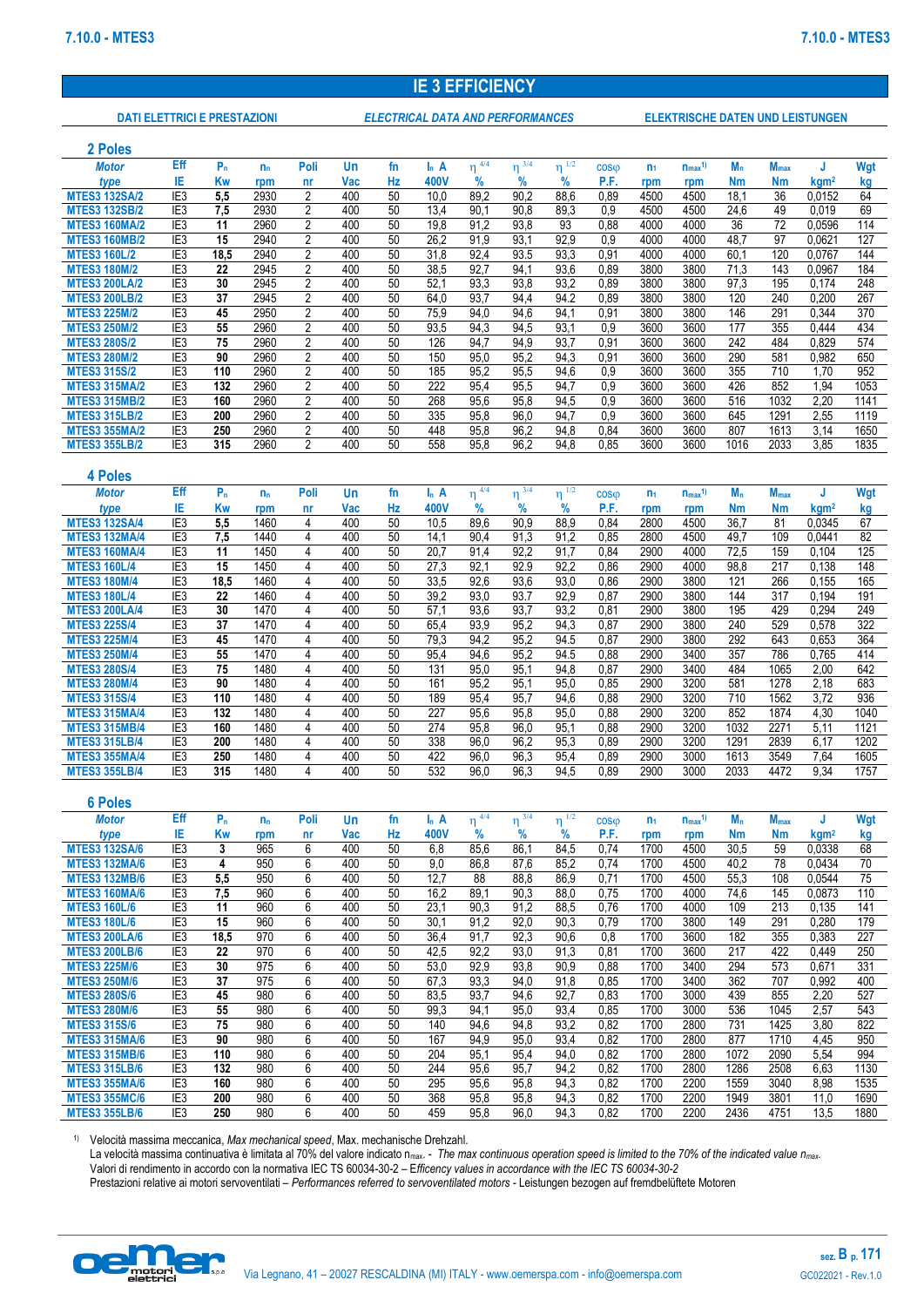# IE 3 EFFICIENCY

**DATI ELETTRICI E PRESTAZIONI** — *ELECTRICAL DATA AND PERFORMANCES* — **ELEKTRISCHE DATEN UND LEISTUNGEN**

## 2 Poles

| Motor type | Eff IE | $P_n$ Kw | $n_n$ rpm | Poli nr | Un Vac | fn Hz | $I_n$ A 400V | $\eta$ 4/4 % | $\eta$ 3/4 % | $\eta$ 1/2 % | cosφ P.F. | $n_1$ rpm | $n_{max}$[1] rpm | $M_n$ Nm | $M_{max}$ Nm | J kgm² | Wgt kg |
|---|---|---|---|---|---|---|---|---|---|---|---|---|---|---|---|---|---|
| MTES3 132SA/2 | IE3 | 5,5 | 2930 | 2 | 400 | 50 | 10,0 | 89,2 | 90,2 | 88,6 | 0,89 | 4500 | 4500 | 18,1 | 36 | 0,0152 | 64 |
| MTES3 132SB/2 | IE3 | 7,5 | 2930 | 2 | 400 | 50 | 13,4 | 90,1 | 90,8 | 89,3 | 0,9 | 4500 | 4500 | 24,6 | 49 | 0,019 | 69 |
| MTES3 160MA/2 | IE3 | 11 | 2960 | 2 | 400 | 50 | 19,8 | 91,2 | 93,8 | 93 | 0,88 | 4000 | 4000 | 36 | 72 | 0,0596 | 114 |
| MTES3 160MB/2 | IE3 | 15 | 2940 | 2 | 400 | 50 | 26,2 | 91,9 | 93,1 | 92,9 | 0,9 | 4000 | 4000 | 48,7 | 97 | 0,0621 | 127 |
| MTES3 160L/2 | IE3 | 18,5 | 2940 | 2 | 400 | 50 | 31,8 | 92,4 | 93,5 | 93,3 | 0,91 | 4000 | 4000 | 60,1 | 120 | 0,0767 | 144 |
| MTES3 180M/2 | IE3 | 22 | 2945 | 2 | 400 | 50 | 38,5 | 92,7 | 94,1 | 93,6 | 0,89 | 3800 | 3800 | 71,3 | 143 | 0,0967 | 184 |
| MTES3 200LA/2 | IE3 | 30 | 2945 | 2 | 400 | 50 | 52,1 | 93,3 | 93,8 | 93,2 | 0,89 | 3800 | 3800 | 97,3 | 195 | 0,174 | 248 |
| MTES3 200LB/2 | IE3 | 37 | 2945 | 2 | 400 | 50 | 64,0 | 93,7 | 94,4 | 94.2 | 0,89 | 3800 | 3800 | 120 | 240 | 0,200 | 267 |
| MTES3 225M/2 | IE3 | 45 | 2950 | 2 | 400 | 50 | 75,9 | 94,0 | 94,6 | 94,1 | 0,91 | 3800 | 3800 | 146 | 291 | 0,344 | 370 |
| MTES3 250M/2 | IE3 | 55 | 2960 | 2 | 400 | 50 | 93,5 | 94,3 | 94,5 | 93,1 | 0,9 | 3600 | 3600 | 177 | 355 | 0,444 | 434 |
| MTES3 280S/2 | IE3 | 75 | 2960 | 2 | 400 | 50 | 126 | 94,7 | 94,9 | 93,7 | 0,91 | 3600 | 3600 | 242 | 484 | 0,829 | 574 |
| MTES3 280M/2 | IE3 | 90 | 2960 | 2 | 400 | 50 | 150 | 95,0 | 95,2 | 94,3 | 0,91 | 3600 | 3600 | 290 | 581 | 0,982 | 650 |
| MTES3 315S/2 | IE3 | 110 | 2960 | 2 | 400 | 50 | 185 | 95,2 | 95,5 | 94,6 | 0,9 | 3600 | 3600 | 355 | 710 | 1,70 | 952 |
| MTES3 315MA/2 | IE3 | 132 | 2960 | 2 | 400 | 50 | 222 | 95,4 | 95,5 | 94,7 | 0,9 | 3600 | 3600 | 426 | 852 | 1,94 | 1053 |
| MTES3 315MB/2 | IE3 | 160 | 2960 | 2 | 400 | 50 | 268 | 95,6 | 95,8 | 94,5 | 0,9 | 3600 | 3600 | 516 | 1032 | 2,20 | 1141 |
| MTES3 315LB/2 | IE3 | 200 | 2960 | 2 | 400 | 50 | 335 | 95,8 | 96,0 | 94,7 | 0,9 | 3600 | 3600 | 645 | 1291 | 2,55 | 1119 |
| MTES3 355MA/2 | IE3 | 250 | 2960 | 2 | 400 | 50 | 448 | 95,8 | 96,2 | 94,8 | 0,84 | 3600 | 3600 | 807 | 1613 | 3,14 | 1650 |
| MTES3 355LB/2 | IE3 | 315 | 2960 | 2 | 400 | 50 | 558 | 95,8 | 96,2 | 94,8 | 0,85 | 3600 | 3600 | 1016 | 2033 | 3,85 | 1835 |

## 4 Poles

| Motor type | Eff IE | $P_n$ Kw | $n_n$ rpm | Poli nr | Un Vac | fn Hz | $I_n$ A 400V | $\eta$ 4/4 % | $\eta$ 3/4 % | $\eta$ 1/2 % | cosφ P.F. | $n_1$ rpm | $n_{max}$[1] rpm | $M_n$ Nm | $M_{max}$ Nm | J kgm² | Wgt kg |
|---|---|---|---|---|---|---|---|---|---|---|---|---|---|---|---|---|---|
| MTES3 132SA/4 | IE3 | 5,5 | 1460 | 4 | 400 | 50 | 10,5 | 89,6 | 90,9 | 88,9 | 0,84 | 2800 | 4500 | 36,7 | 81 | 0,0345 | 67 |
| MTES3 132MA/4 | IE3 | 7,5 | 1440 | 4 | 400 | 50 | 14,1 | 90,4 | 91,3 | 91,2 | 0,85 | 2800 | 4500 | 49,7 | 109 | 0,0441 | 82 |
| MTES3 160MA/4 | IE3 | 11 | 1450 | 4 | 400 | 50 | 20,7 | 91,4 | 92,2 | 91,7 | 0,84 | 2900 | 4000 | 72,5 | 159 | 0,104 | 125 |
| MTES3 160L/4 | IE3 | 15 | 1450 | 4 | 400 | 50 | 27,3 | 92,1 | 92,9 | 92,2 | 0,86 | 2900 | 4000 | 98,8 | 217 | 0,138 | 148 |
| MTES3 180M/4 | IE3 | 18,5 | 1460 | 4 | 400 | 50 | 33,5 | 92,6 | 93,6 | 93,0 | 0,86 | 2900 | 3800 | 121 | 266 | 0,155 | 165 |
| MTES3 180L/4 | IE3 | 22 | 1460 | 4 | 400 | 50 | 39,2 | 93,0 | 93,7 | 92,9 | 0,87 | 2900 | 3800 | 144 | 317 | 0,194 | 191 |
| MTES3 200LA/4 | IE3 | 30 | 1470 | 4 | 400 | 50 | 57,1 | 93,6 | 93,7 | 93,2 | 0,81 | 2900 | 3800 | 195 | 429 | 0,294 | 249 |
| MTES3 225S/4 | IE3 | 37 | 1470 | 4 | 400 | 50 | 65,4 | 93,9 | 95,2 | 94,3 | 0,87 | 2900 | 3800 | 240 | 529 | 0,578 | 322 |
| MTES3 225M/4 | IE3 | 45 | 1470 | 4 | 400 | 50 | 79,3 | 94,2 | 95,2 | 94.5 | 0,87 | 2900 | 3800 | 292 | 643 | 0,653 | 364 |
| MTES3 250M/4 | IE3 | 55 | 1470 | 4 | 400 | 50 | 95,4 | 94,6 | 95,2 | 94.5 | 0,88 | 2900 | 3400 | 357 | 786 | 0,765 | 414 |
| MTES3 280S/4 | IE3 | 75 | 1480 | 4 | 400 | 50 | 131 | 95,0 | 95,1 | 94,8 | 0,87 | 2900 | 3400 | 484 | 1065 | 2,00 | 642 |
| MTES3 280M/4 | IE3 | 90 | 1480 | 4 | 400 | 50 | 161 | 95,2 | 95,1 | 95,0 | 0,85 | 2900 | 3200 | 581 | 1278 | 2,18 | 683 |
| MTES3 315S/4 | IE3 | 110 | 1480 | 4 | 400 | 50 | 189 | 95,4 | 95,7 | 94,6 | 0,88 | 2900 | 3200 | 710 | 1562 | 3,72 | 936 |
| MTES3 315MA/4 | IE3 | 132 | 1480 | 4 | 400 | 50 | 227 | 95,6 | 95,8 | 95,0 | 0,88 | 2900 | 3200 | 852 | 1874 | 4,30 | 1040 |
| MTES3 315MB/4 | IE3 | 160 | 1480 | 4 | 400 | 50 | 274 | 95,8 | 96,0 | 95,1 | 0,88 | 2900 | 3200 | 1032 | 2271 | 5,11 | 1121 |
| MTES3 315LB/4 | IE3 | 200 | 1480 | 4 | 400 | 50 | 338 | 96,0 | 96,2 | 95,3 | 0,89 | 2900 | 3200 | 1291 | 2839 | 6,17 | 1202 |
| MTES3 355MA/4 | IE3 | 250 | 1480 | 4 | 400 | 50 | 422 | 96,0 | 96,3 | 95,4 | 0,89 | 2900 | 3000 | 1613 | 3549 | 7,64 | 1605 |
| MTES3 355LB/4 | IE3 | 315 | 1480 | 4 | 400 | 50 | 532 | 96,0 | 96,3 | 94,5 | 0,89 | 2900 | 3000 | 2033 | 4472 | 9,34 | 1757 |

## 6 Poles

| Motor type | Eff IE | $P_n$ Kw | $n_n$ rpm | Poli nr | Un Vac | fn Hz | $I_n$ A 400V | $\eta$ 4/4 % | $\eta$ 3/4 % | $\eta$ 1/2 % | cosφ P.F. | $n_1$ rpm | $n_{max}$[1] rpm | $M_n$ Nm | $M_{max}$ Nm | J kgm² | Wgt kg |
|---|---|---|---|---|---|---|---|---|---|---|---|---|---|---|---|---|---|
| MTES3 132SA/6 | IE3 | 3 | 965 | 6 | 400 | 50 | 6,8 | 85,6 | 86,1 | 84,5 | 0,74 | 1700 | 4500 | 30,5 | 59 | 0,0338 | 68 |
| MTES3 132MA/6 | IE3 | 4 | 950 | 6 | 400 | 50 | 9,0 | 86,8 | 87,6 | 85,2 | 0,74 | 1700 | 4500 | 40,2 | 78 | 0,0434 | 70 |
| MTES3 132MB/6 | IE3 | 5,5 | 950 | 6 | 400 | 50 | 12,7 | 88 | 88,8 | 86,9 | 0,71 | 1700 | 4500 | 55,3 | 108 | 0,0544 | 75 |
| MTES3 160MA/6 | IE3 | 7,5 | 960 | 6 | 400 | 50 | 16,2 | 89,1 | 90,3 | 88,0 | 0,75 | 1700 | 4000 | 74,6 | 145 | 0,0873 | 110 |
| MTES3 160L/6 | IE3 | 11 | 960 | 6 | 400 | 50 | 23,1 | 90,3 | 91,2 | 88,5 | 0,76 | 1700 | 4000 | 109 | 213 | 0,135 | 141 |
| MTES3 180L/6 | IE3 | 15 | 960 | 6 | 400 | 50 | 30,1 | 91,2 | 92,0 | 90,3 | 0,79 | 1700 | 3800 | 149 | 291 | 0,280 | 179 |
| MTES3 200LA/6 | IE3 | 18,5 | 970 | 6 | 400 | 50 | 36,4 | 91,7 | 92,3 | 90,6 | 0,8 | 1700 | 3600 | 182 | 355 | 0,383 | 227 |
| MTES3 200LB/6 | IE3 | 22 | 970 | 6 | 400 | 50 | 42,5 | 92,2 | 93,0 | 91,3 | 0,81 | 1700 | 3600 | 217 | 422 | 0,449 | 250 |
| MTES3 225M/6 | IE3 | 30 | 975 | 6 | 400 | 50 | 53,0 | 92,9 | 93,8 | 90,9 | 0,88 | 1700 | 3400 | 294 | 573 | 0,671 | 331 |
| MTES3 250M/6 | IE3 | 37 | 975 | 6 | 400 | 50 | 67,3 | 93,3 | 94,0 | 91,8 | 0,85 | 1700 | 3400 | 362 | 707 | 0,992 | 400 |
| MTES3 280S/6 | IE3 | 45 | 980 | 6 | 400 | 50 | 83,5 | 93,7 | 94,6 | 92,7 | 0,83 | 1700 | 3000 | 439 | 855 | 2,20 | 527 |
| MTES3 280M/6 | IE3 | 55 | 980 | 6 | 400 | 50 | 99,3 | 94,1 | 95,0 | 93,4 | 0,85 | 1700 | 3000 | 536 | 1045 | 2,57 | 543 |
| MTES3 315S/6 | IE3 | 75 | 980 | 6 | 400 | 50 | 140 | 94,6 | 94,8 | 93,2 | 0,82 | 1700 | 2800 | 731 | 1425 | 3,80 | 822 |
| MTES3 315MA/6 | IE3 | 90 | 980 | 6 | 400 | 50 | 167 | 94,9 | 95,0 | 93,4 | 0,82 | 1700 | 2800 | 877 | 1710 | 4,45 | 950 |
| MTES3 315MB/6 | IE3 | 110 | 980 | 6 | 400 | 50 | 204 | 95,1 | 95,4 | 94,0 | 0,82 | 1700 | 2800 | 1072 | 2090 | 5,54 | 994 |
| MTES3 315LB/6 | IE3 | 132 | 980 | 6 | 400 | 50 | 244 | 95,6 | 95,7 | 94,2 | 0,82 | 1700 | 2800 | 1286 | 2508 | 6,63 | 1130 |
| MTES3 355MA/6 | IE3 | 160 | 980 | 6 | 400 | 50 | 295 | 95,6 | 95,8 | 94,3 | 0,82 | 1700 | 2200 | 1559 | 3040 | 8,98 | 1535 |
| MTES3 355MC/6 | IE3 | 200 | 980 | 6 | 400 | 50 | 368 | 95,8 | 95,8 | 94,3 | 0,82 | 1700 | 2200 | 1949 | 3801 | 11,0 | 1690 |
| MTES3 355LB/6 | IE3 | 250 | 980 | 6 | 400 | 50 | 459 | 95,8 | 96,0 | 94,3 | 0,82 | 1700 | 2200 | 2436 | 4751 | 13,5 | 1880 |

[1] Velocità massima meccanica, *Max mechanical speed*, Max. mechanische Drehzahl.
La velocità massima continuativa è limitata al 70% del valore indicato $n_{max}$. - *The max continuous operation speed is limited to the 70% of the indicated value $n_{max}$.*
Valori di rendimento in accordo con la normativa IEC TS 60034-30-2 – *Efficency values in accordance with the IEC TS 60034-30-2*
Prestazioni relative ai motori servoventilati – *Performances referred to servoventilated motors* - Leistungen bezogen auf fremdbelüftete Motoren

Via Legnano, 41 – 20027 RESCALDINA (MI) ITALY - www.oemerspa.com - info@oemerspa.com

sez. B p. 171 — GC022021 - Rev.1.0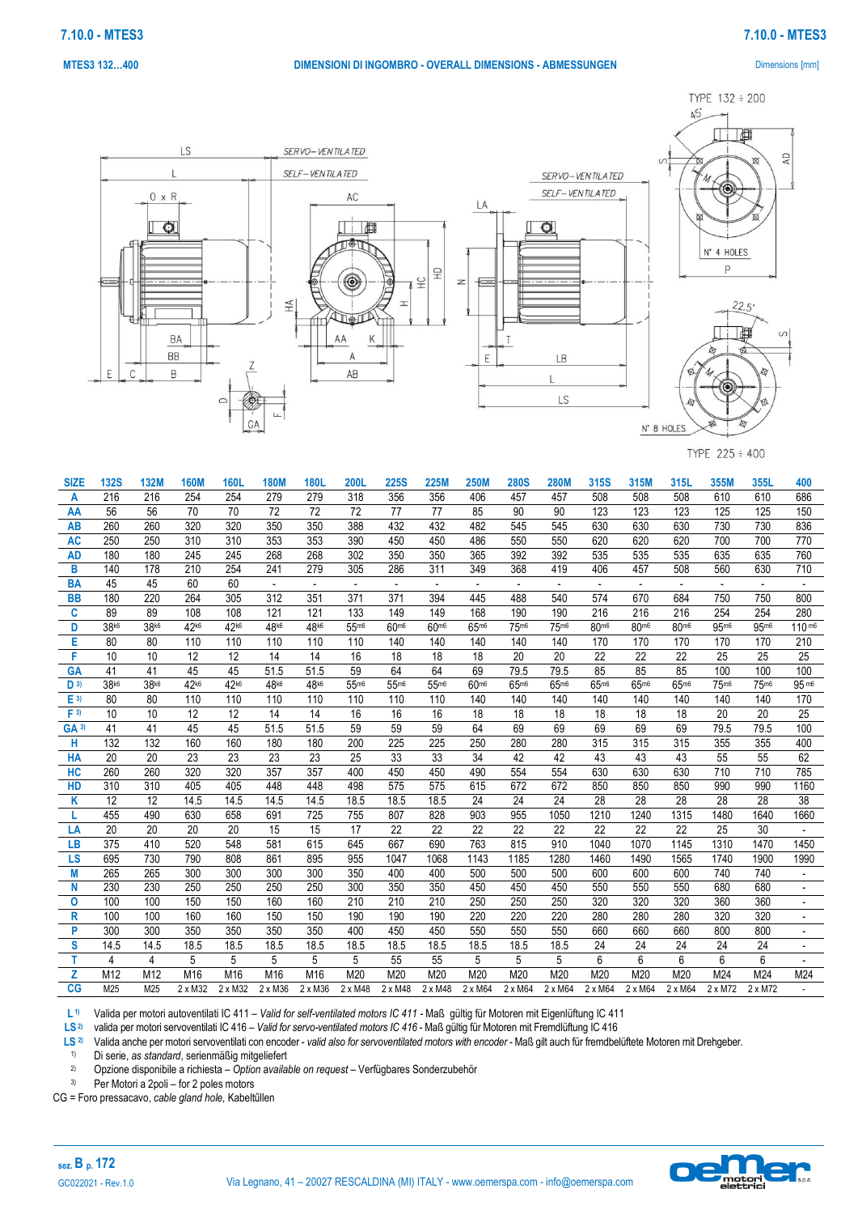# 7.10.0 - MTES3

**MTES3 132...400** — **DIMENSIONI DI INGOMBRO - OVERALL DIMENSIONS - ABMESSUNGEN** — Dimensions [mm]

| SIZE | 132S | 132M | 160M | 160L | 180M | 180L | 200L | 225S | 225M | 250M | 280S | 280M | 315S | 315M | 315L | 355M | 355L | 400 |
|---|---|---|---|---|---|---|---|---|---|---|---|---|---|---|---|---|---|---|
| A | 216 | 216 | 254 | 254 | 279 | 279 | 318 | 356 | 356 | 406 | 457 | 457 | 508 | 508 | 508 | 610 | 610 | 686 |
| AA | 56 | 56 | 70 | 70 | 72 | 72 | 72 | 77 | 77 | 85 | 90 | 90 | 123 | 123 | 123 | 125 | 125 | 150 |
| AB | 260 | 260 | 320 | 320 | 350 | 350 | 388 | 432 | 432 | 482 | 545 | 545 | 630 | 630 | 630 | 730 | 730 | 836 |
| AC | 250 | 250 | 310 | 310 | 353 | 353 | 390 | 450 | 450 | 486 | 550 | 550 | 620 | 620 | 620 | 700 | 700 | 770 |
| AD | 180 | 180 | 245 | 245 | 268 | 268 | 302 | 350 | 350 | 365 | 392 | 392 | 535 | 535 | 535 | 635 | 635 | 760 |
| B | 140 | 178 | 210 | 254 | 241 | 279 | 305 | 286 | 311 | 349 | 368 | 419 | 406 | 457 | 508 | 560 | 630 | 710 |
| BA | 45 | 45 | 60 | 60 | - | - | - | - | - | - | - | - | - | - | - | - | - | - |
| BB | 180 | 220 | 264 | 305 | 312 | 351 | 371 | 371 | 394 | 445 | 488 | 540 | 574 | 670 | 684 | 750 | 750 | 800 |
| C | 89 | 89 | 108 | 108 | 121 | 121 | 133 | 149 | 149 | 168 | 190 | 190 | 216 | 216 | 216 | 254 | 254 | 280 |
| D | 38k6 | 38k6 | 42k6 | 42k6 | 48k6 | 48k6 | 55m6 | 60m6 | 60m6 | 65m6 | 75m6 | 75m6 | 80m6 | 80m6 | 80m6 | 95m6 | 95m6 | 110 m6 |
| E | 80 | 80 | 110 | 110 | 110 | 110 | 110 | 140 | 140 | 140 | 140 | 140 | 170 | 170 | 170 | 170 | 170 | 210 |
| F | 10 | 10 | 12 | 12 | 14 | 14 | 16 | 18 | 18 | 18 | 20 | 20 | 22 | 22 | 22 | 25 | 25 | 25 |
| GA | 41 | 41 | 45 | 45 | 51.5 | 51.5 | 59 | 64 | 64 | 69 | 79.5 | 79.5 | 85 | 85 | 85 | 100 | 100 | 100 |
| D [3] | 38k6 | 38k6 | 42k6 | 42k6 | 48k6 | 48k6 | 55m6 | 55m6 | 55m6 | 60m6 | 65m6 | 65m6 | 65m6 | 65m6 | 65m6 | 75m6 | 75m6 | 95 m6 |
| E [3] | 80 | 80 | 110 | 110 | 110 | 110 | 110 | 110 | 110 | 140 | 140 | 140 | 140 | 140 | 140 | 140 | 140 | 170 |
| F [3] | 10 | 10 | 12 | 12 | 14 | 14 | 16 | 16 | 16 | 18 | 18 | 18 | 18 | 18 | 18 | 20 | 20 | 25 |
| GA [3] | 41 | 41 | 45 | 45 | 51.5 | 51.5 | 59 | 59 | 59 | 64 | 69 | 69 | 69 | 69 | 69 | 79.5 | 79.5 | 100 |
| H | 132 | 132 | 160 | 160 | 180 | 180 | 200 | 225 | 225 | 250 | 280 | 280 | 315 | 315 | 315 | 355 | 355 | 400 |
| HA | 20 | 20 | 23 | 23 | 23 | 23 | 25 | 33 | 33 | 34 | 42 | 42 | 43 | 43 | 43 | 55 | 55 | 62 |
| HC | 260 | 260 | 320 | 320 | 357 | 357 | 400 | 450 | 450 | 490 | 554 | 554 | 630 | 630 | 630 | 710 | 710 | 785 |
| HD | 310 | 310 | 405 | 405 | 448 | 448 | 498 | 575 | 575 | 615 | 672 | 672 | 850 | 850 | 850 | 990 | 990 | 1160 |
| K | 12 | 12 | 14.5 | 14.5 | 14.5 | 14.5 | 18.5 | 18.5 | 18.5 | 24 | 24 | 24 | 28 | 28 | 28 | 28 | 28 | 38 |
| L | 455 | 490 | 630 | 658 | 691 | 725 | 755 | 807 | 828 | 903 | 955 | 1050 | 1210 | 1240 | 1315 | 1480 | 1640 | 1660 |
| LA | 20 | 20 | 20 | 20 | 15 | 15 | 17 | 22 | 22 | 22 | 22 | 22 | 22 | 22 | 22 | 25 | 30 | - |
| LB | 375 | 410 | 520 | 548 | 581 | 615 | 645 | 667 | 690 | 763 | 815 | 910 | 1040 | 1070 | 1145 | 1310 | 1470 | 1450 |
| LS | 695 | 730 | 790 | 808 | 861 | 895 | 955 | 1047 | 1068 | 1143 | 1185 | 1280 | 1460 | 1490 | 1565 | 1740 | 1900 | 1990 |
| M | 265 | 265 | 300 | 300 | 300 | 300 | 350 | 400 | 400 | 500 | 500 | 500 | 600 | 600 | 600 | 740 | 740 | - |
| N | 230 | 230 | 250 | 250 | 250 | 250 | 300 | 350 | 350 | 450 | 450 | 450 | 550 | 550 | 550 | 680 | 680 | - |
| O | 100 | 100 | 150 | 150 | 160 | 160 | 210 | 210 | 210 | 250 | 250 | 250 | 320 | 320 | 320 | 360 | 360 | - |
| R | 100 | 100 | 160 | 160 | 150 | 150 | 190 | 190 | 190 | 220 | 220 | 220 | 280 | 280 | 280 | 320 | 320 | - |
| P | 300 | 300 | 350 | 350 | 350 | 350 | 400 | 450 | 450 | 550 | 550 | 550 | 660 | 660 | 660 | 800 | 800 | - |
| S | 14.5 | 14.5 | 18.5 | 18.5 | 18.5 | 18.5 | 18.5 | 18.5 | 18.5 | 18.5 | 18.5 | 18.5 | 24 | 24 | 24 | 24 | 24 | - |
| T | 4 | 4 | 5 | 5 | 5 | 5 | 5 | 5 | 5 | 5 | 5 | 5 | 6 | 6 | 6 | 6 | 6 | - |
| Z | M12 | M12 | M16 | M16 | M16 | M16 | M20 | M20 | M20 | M20 | M20 | M20 | M20 | M20 | M20 | M24 | M24 | M24 |
| CG | M25 | M25 | 2 x M32 | 2 x M32 | 2 x M36 | 2 x M36 | 2 x M48 | 2 x M48 | 2 x M48 | 2 x M64 | 2 x M64 | 2 x M64 | 2 x M64 | 2 x M64 | 2 x M64 | 2 x M72 | 2 x M72 | - |

**L** [1] Valida per motori autoventilati IC 411 – *Valid for self-ventilated motors IC 411* - Maß gültig für Motoren mit Eigenlüftung IC 411

**LS** [2] valida per motori servoventilati IC 416 – *Valid for servo-ventilated motors IC 416* - Maß gültig für Motoren mit Fremdlüftung IC 416

**LS** [2] Valida anche per motori servoventilati con encoder - *valid also for servoventilated motors with encoder* - Maß gilt auch für fremdbelüftete Motoren mit Drehgeber.

[1] Di serie, *as standard*, serienmäßig mitgeliefert

[2] Opzione disponibile a richiesta – *Option available on request* – Verfügbares Sonderzubehör

[3] Per Motori a 2poli – for 2 poles motors

CG = Foro pressacavo, *cable gland hole*, Kabeltüllen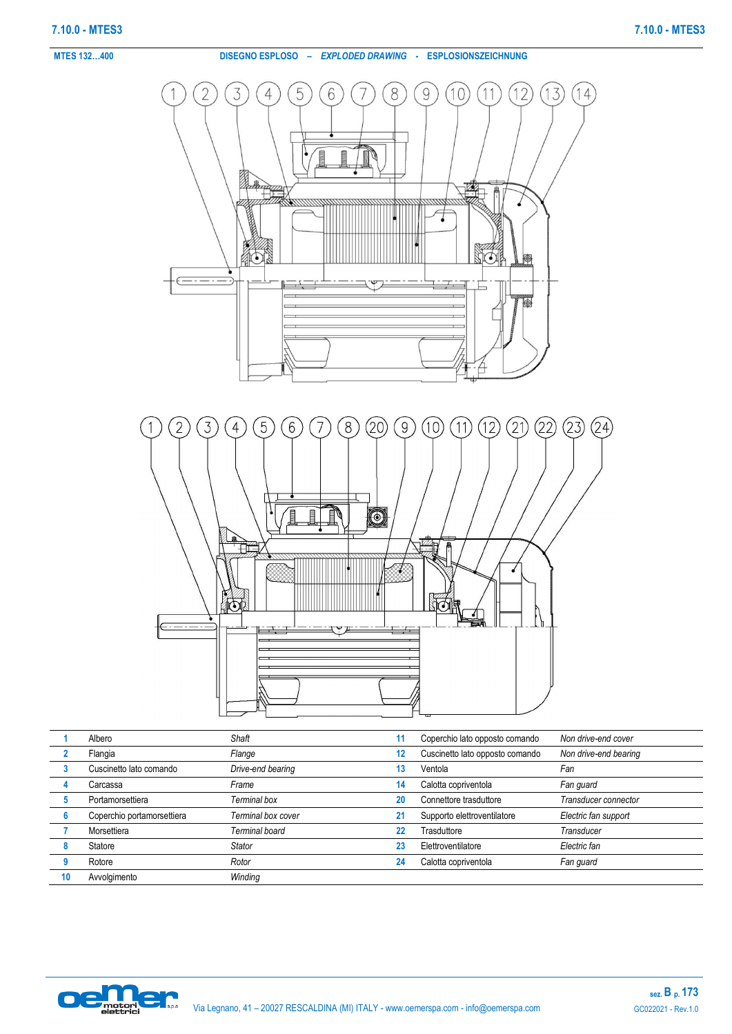MTES 132…400

DISEGNO ESPLOSO – *EXPLODED DRAWING* - ESPLOSIONSZEICHNUNG

1 2 3 4 5 6 7 8 9 10 11 12 13 14

1 2 3 4 5 6 7 8 20 9 10 11 12 21 22 23 24

| | | | | | | |
|---|---|---|---|---|---|---|
| **1** | Albero | *Shaft* | **11** | Coperchio lato opposto comando | *Non drive-end cover* |
| **2** | Flangia | *Flange* | **12** | Cuscinetto lato opposto comando | *Non drive-end bearing* |
| **3** | Cuscinetto lato comando | *Drive-end bearing* | **13** | Ventola | *Fan* |
| **4** | Carcassa | *Frame* | **14** | Calotta copriventola | *Fan guard* |
| **5** | Portamorsettiera | *Terminal box* | **20** | Connettore trasduttore | *Transducer connector* |
| **6** | Coperchio portamorsettiera | *Terminal box cover* | **21** | Supporto elettroventilatore | *Electric fan support* |
| **7** | Morsettiera | *Terminal board* | **22** | Trasduttore | *Transducer* |
| **8** | Statore | *Stator* | **23** | Elettroventilatore | *Electric fan* |
| **9** | Rotore | *Rotor* | **24** | Calotta copriventola | *Fan guard* |
| **10** | Avvolgimento | *Winding* | | | |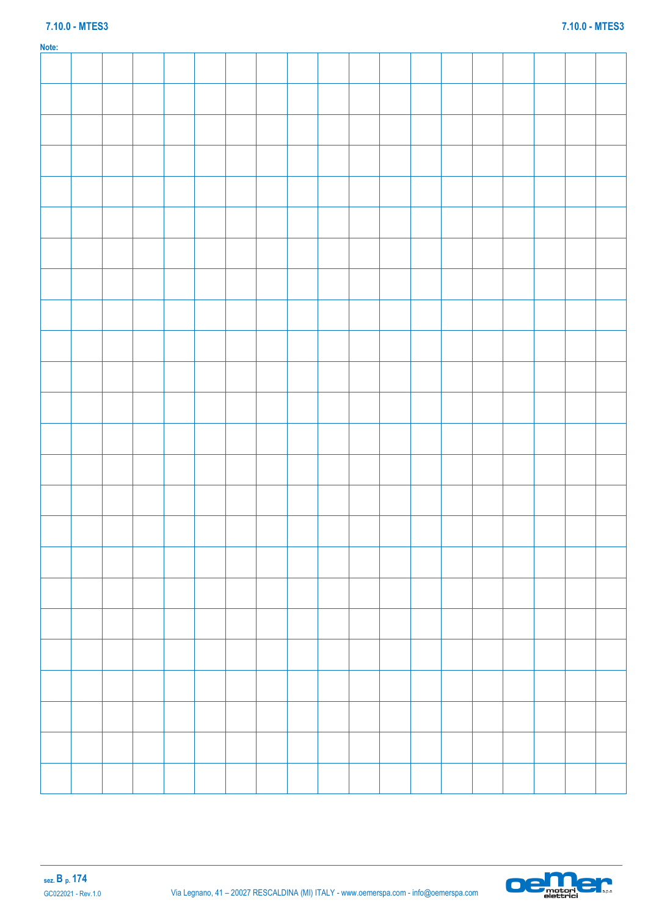Note: